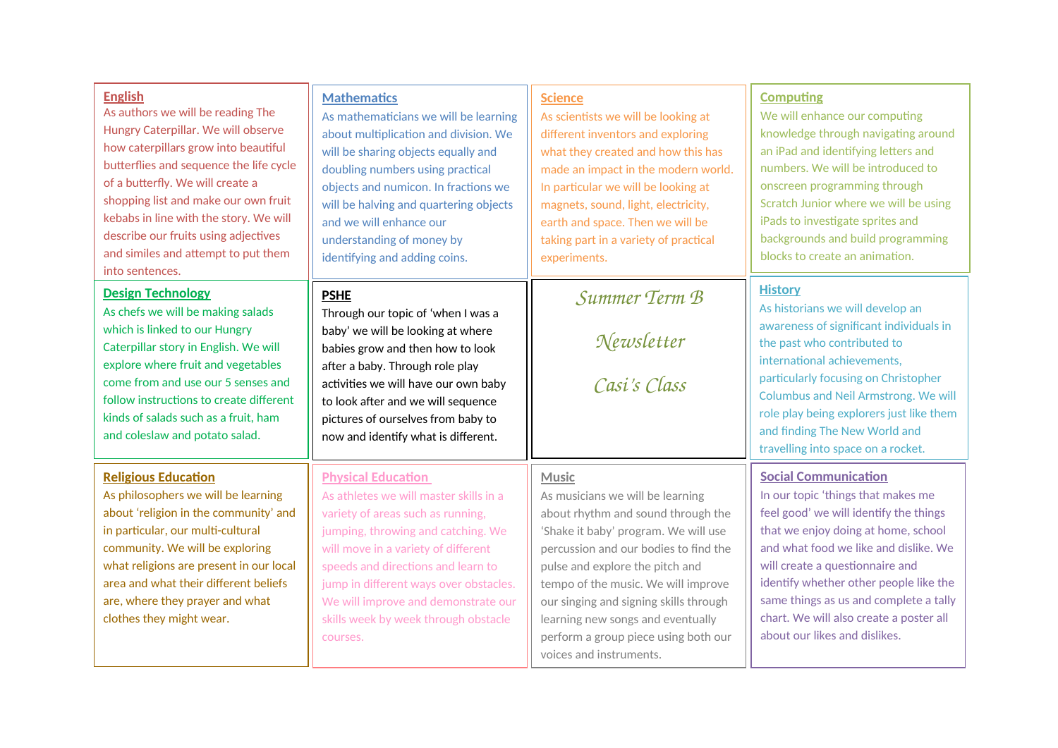# Summer Term B Newsletter

## Casi's Class

## English

As authors we will be reading The Hungry Caterpillar. We will observe how caterpillars grow into beautiful butterflies and sequence the life cycle of a butterfly. We will create a shopping list and make our own fruit kebabs in line with the story. We will describe our fruits using adjectives and similes and attempt to put them into sentences.

## Mathematics

As mathematicians we will be learning about multiplication and division. We will be sharing objects equally and doubling numbers using practical objects and numicon. In fractions we will be halving and quartering objects and we will enhance our understanding of money by identifying and adding coins.

## Science

As scientists we will be looking at different inventors and exploring what they created and how this has made an impact in the modern world. In particular we will be looking at magnets, sound, light, electricity, earth and space. Then we will be taking part in a variety of practical experiments.

## Computing

We will enhance our computing knowledge through navigating around an iPad and identifying letters and numbers. We will be introduced to onscreen programming through Scratch Junior where we will be using iPads to investigate sprites and backgrounds and build programming blocks to create an animation.

## Design Technology

As chefs we will be making salads which is linked to our Hungry Caterpillar story in English. We will explore where fruit and vegetables come from and use our 5 senses and follow instructions to create different kinds of salads such as a fruit, ham and coleslaw and potato salad.

## PSHE

Through our topic of 'when I was a baby' we will be looking at where babies grow and then how to look after a baby. Through role play activities we will have our own baby to look after and we will sequence pictures of ourselves from baby to now and identify what is different.

## History

As historians we will develop an awareness of significant individuals in the past who contributed to international achievements, particularly focusing on Christopher Columbus and Neil Armstrong. We will role play being explorers just like them and finding The New World and travelling into space on a rocket.

## Religious Education

As philosophers we will be learning about 'religion in the community' and in particular, our multi-cultural community. We will be exploring what religions are present in our local area and what their different beliefs are, where they prayer and what clothes they might wear.

## Physical Education

As athletes we will master skills in a variety of areas such as running, jumping, throwing and catching. We will move in a variety of different speeds and directions and learn to jump in different ways over obstacles. We will improve and demonstrate our skills week by week through obstacle courses.

## Music

As musicians we will be learning about rhythm and sound through the 'Shake it baby' program. We will use percussion and our bodies to find the pulse and explore the pitch and tempo of the music. We will improve our singing and signing skills through learning new songs and eventually perform a group piece using both our voices and instruments.

## Social Communication

In our topic 'things that makes me feel good' we will identify the things that we enjoy doing at home, school and what food we like and dislike. We will create a questionnaire and identify whether other people like the same things as us and complete a tally chart. We will also create a poster all about our likes and dislikes.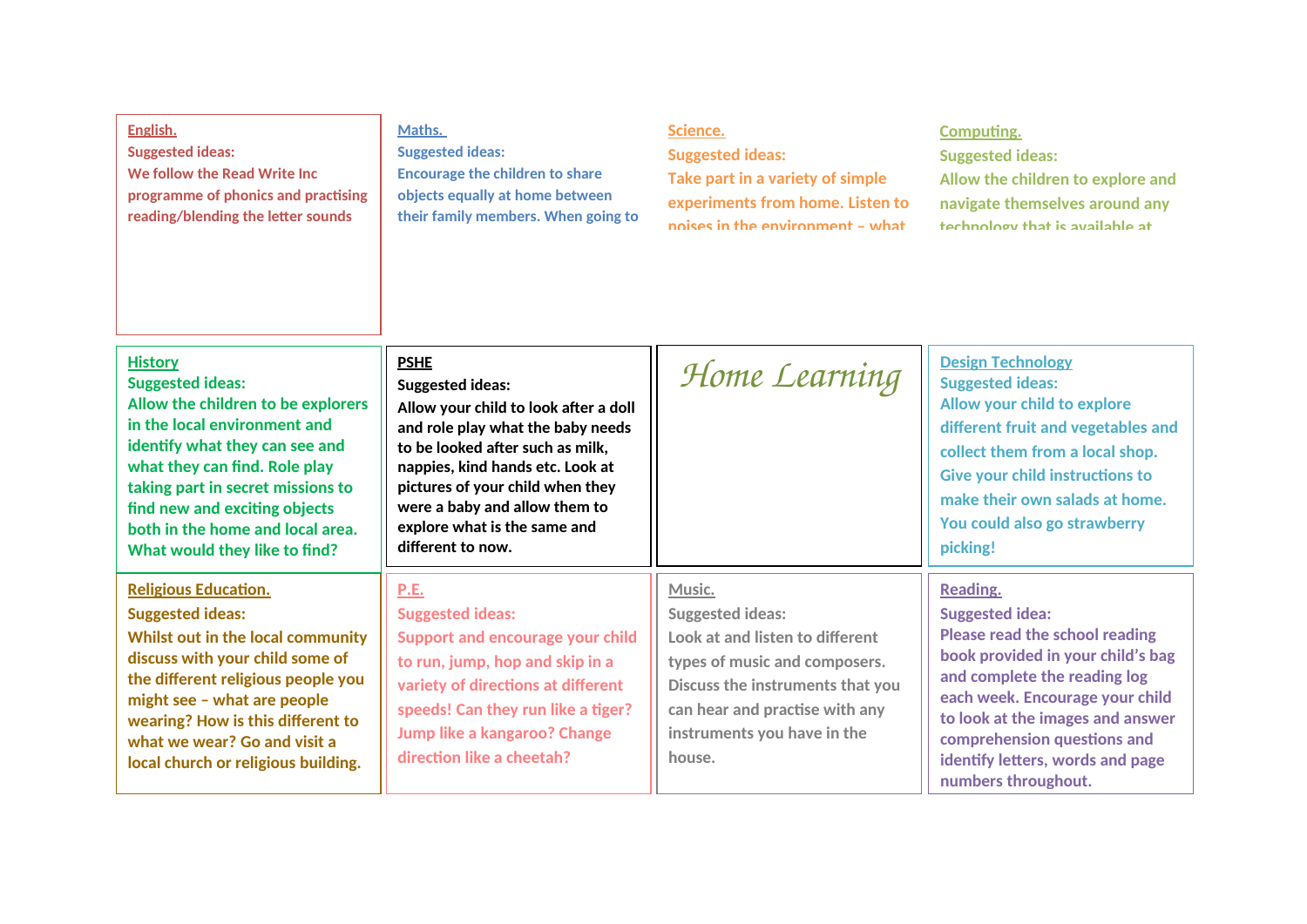# Home Learning

**English.**

Suggested ideas:

We follow the Read Write Inc programme of phonics and practising reading/blending the letter sounds

**Maths.**

Suggested ideas:

Encourage the children to share objects equally at home between their family members. When going to

**Science.**

Suggested ideas:

Take part in a variety of simple experiments from home. Listen to noises in the environment – what

**Computing.**

Suggested ideas:

Allow the children to explore and navigate themselves around any technology that is available at

**History**

Suggested ideas:

Allow the children to be explorers in the local environment and identify what they can see and what they can find. Role play taking part in secret missions to find new and exciting objects both in the home and local area. What would they like to find?

**PSHE**

Suggested ideas:

Allow your child to look after a doll and role play what the baby needs to be looked after such as milk, nappies, kind hands etc. Look at pictures of your child when they were a baby and allow them to explore what is the same and different to now.

**Design Technology**

Suggested ideas:

Allow your child to explore different fruit and vegetables and collect them from a local shop. Give your child instructions to make their own salads at home. You could also go strawberry picking!

**Religious Education.**

Suggested ideas:

Whilst out in the local community discuss with your child some of the different religious people you might see – what are people wearing? How is this different to what we wear? Go and visit a local church or religious building.

**P.E.**

Suggested ideas:

Support and encourage your child to run, jump, hop and skip in a variety of directions at different speeds! Can they run like a tiger? Jump like a kangaroo? Change direction like a cheetah?

**Music.**

Suggested ideas:

Look at and listen to different types of music and composers. Discuss the instruments that you can hear and practise with any instruments you have in the house.

**Reading.**

Suggested idea:

Please read the school reading book provided in your child's bag and complete the reading log each week. Encourage your child to look at the images and answer comprehension questions and identify letters, words and page numbers throughout.